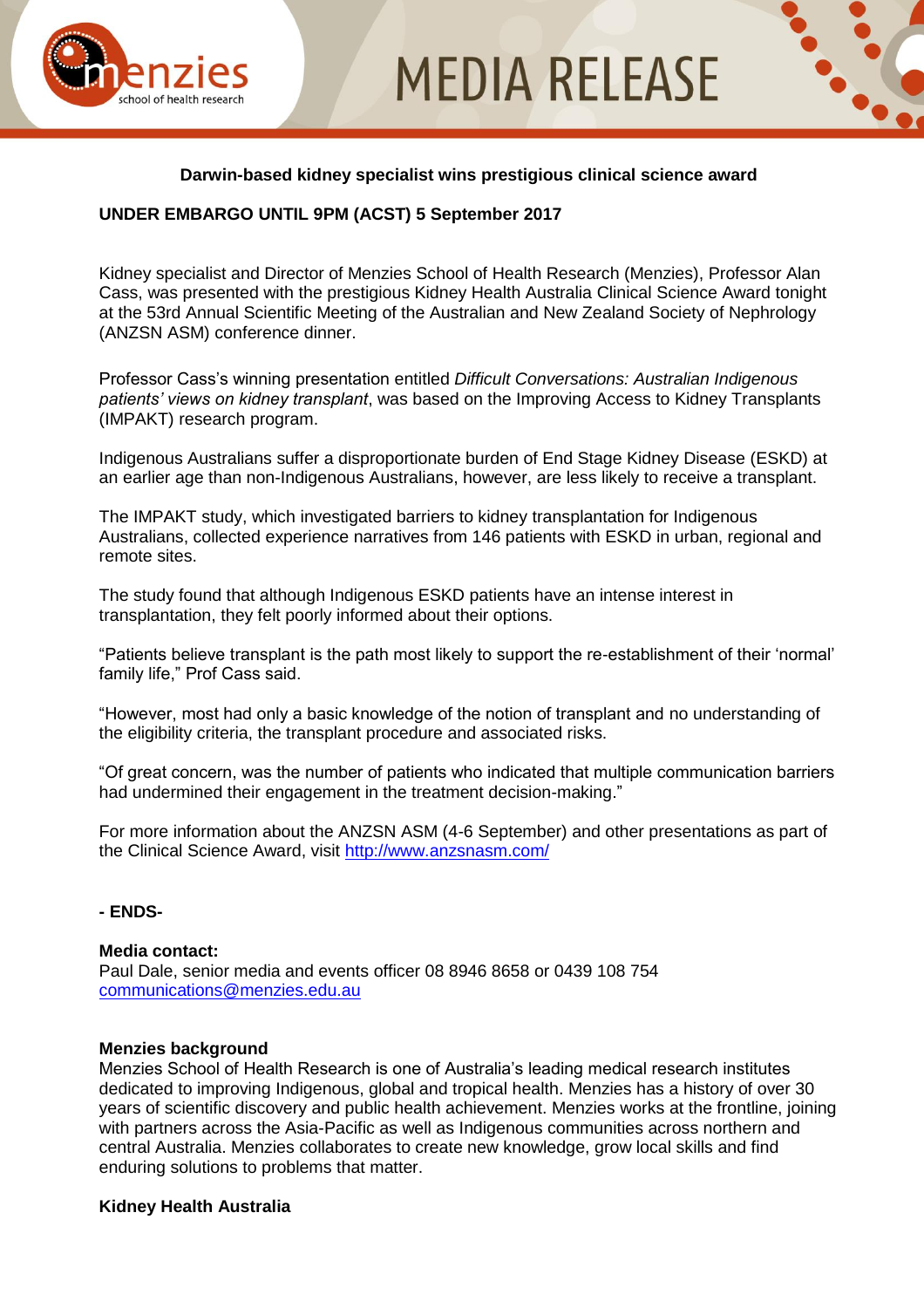# MEDIA RELEASE

**Darwin-based kidney specialist wins prestigious clinical science award**

**UNDER EMBARGO UNTIL 9PM (ACST) 5 September 2017**

Kidney specialist and Director of Menzies School of Health Research (Menzies), Professor Alan Cass, was presented with the prestigious Kidney Health Australia Clinical Science Award tonight at the 53rd Annual Scientific Meeting of the Australian and New Zealand Society of Nephrology (ANZSN ASM) conference dinner.

Professor Cass's winning presentation entitled *Difficult Conversations: Australian Indigenous patients' views on kidney transplant*, was based on the Improving Access to Kidney Transplants (IMPAKT) research program.

Indigenous Australians suffer a disproportionate burden of End Stage Kidney Disease (ESKD) at an earlier age than non-Indigenous Australians, however, are less likely to receive a transplant.

The IMPAKT study, which investigated barriers to kidney transplantation for Indigenous Australians, collected experience narratives from 146 patients with ESKD in urban, regional and remote sites.

The study found that although Indigenous ESKD patients have an intense interest in transplantation, they felt poorly informed about their options.

"Patients believe transplant is the path most likely to support the re-establishment of their 'normal' family life," Prof Cass said.

"However, most had only a basic knowledge of the notion of transplant and no understanding of the eligibility criteria, the transplant procedure and associated risks.

"Of great concern, was the number of patients who indicated that multiple communication barriers had undermined their engagement in the treatment decision-making."

For more information about the ANZSN ASM (4-6 September) and other presentations as part of the Clinical Science Award, visit http://www.anzsnasm.com/

**- ENDS-**

**Media contact:**
Paul Dale, senior media and events officer 08 8946 8658 or 0439 108 754
communications@menzies.edu.au

**Menzies background**
Menzies School of Health Research is one of Australia's leading medical research institutes dedicated to improving Indigenous, global and tropical health. Menzies has a history of over 30 years of scientific discovery and public health achievement. Menzies works at the frontline, joining with partners across the Asia-Pacific as well as Indigenous communities across northern and central Australia. Menzies collaborates to create new knowledge, grow local skills and find enduring solutions to problems that matter.

**Kidney Health Australia**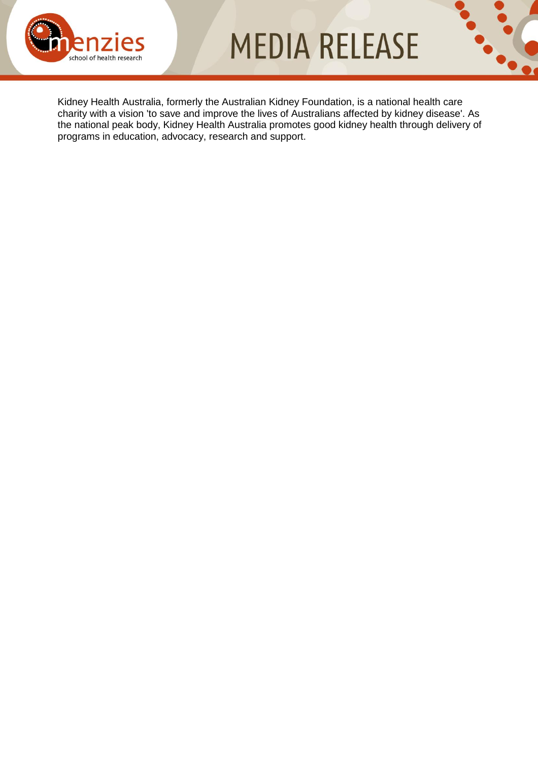Kidney Health Australia, formerly the Australian Kidney Foundation, is a national health care charity with a vision 'to save and improve the lives of Australians affected by kidney disease'. As the national peak body, Kidney Health Australia promotes good kidney health through delivery of programs in education, advocacy, research and support.